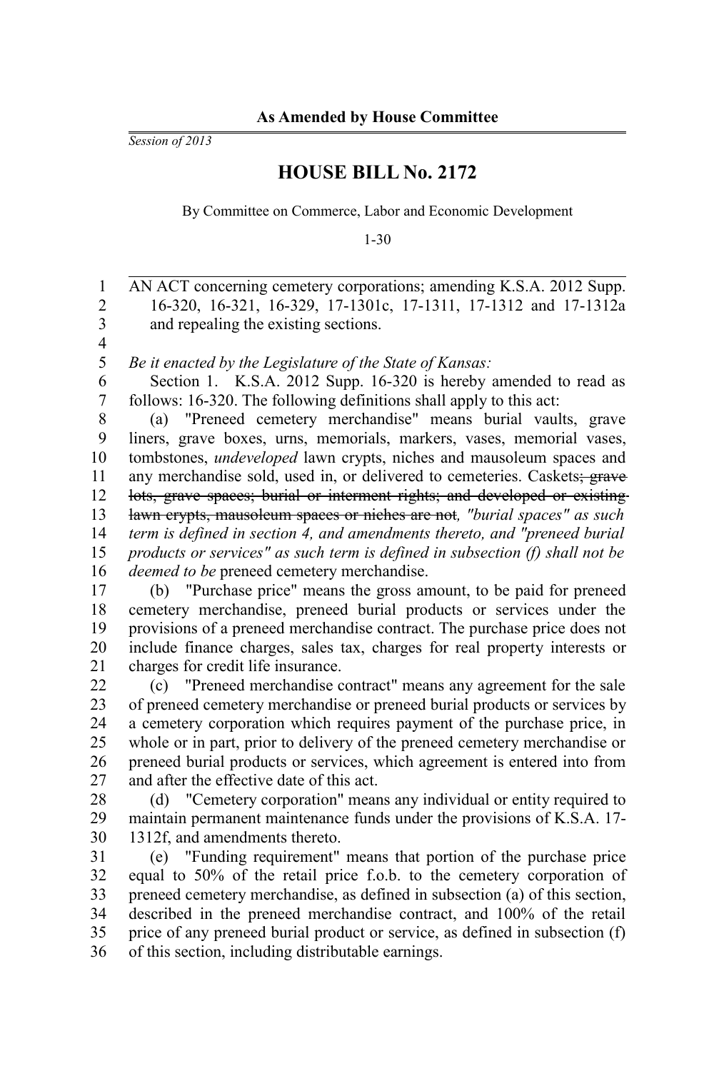**As Amended by House Committee**

*Session of 2013*

# HOUSE BILL No. 2172

By Committee on Commerce, Labor and Economic Development

1-30

AN ACT concerning cemetery corporations; amending K.S.A. 2012 Supp. 16-320, 16-321, 16-329, 17-1301c, 17-1311, 17-1312 and 17-1312a and repealing the existing sections.

*Be it enacted by the Legislature of the State of Kansas:*

Section 1. K.S.A. 2012 Supp. 16-320 is hereby amended to read as follows: 16-320. The following definitions shall apply to this act:

(a) "Preneed cemetery merchandise" means burial vaults, grave liners, grave boxes, urns, memorials, markers, vases, memorial vases, tombstones, *undeveloped* lawn crypts, niches and mausoleum spaces and any merchandise sold, used in, or delivered to cemeteries. Caskets~~; grave lots, grave spaces; burial or interment rights; and developed or existing lawn crypts, mausoleum spaces or niches are not~~*, "burial spaces" as such term is defined in section 4, and amendments thereto, and "preneed burial products or services" as such term is defined in subsection (f) shall not be deemed to be* preneed cemetery merchandise.

(b) "Purchase price" means the gross amount, to be paid for preneed cemetery merchandise, preneed burial products or services under the provisions of a preneed merchandise contract. The purchase price does not include finance charges, sales tax, charges for real property interests or charges for credit life insurance.

(c) "Preneed merchandise contract" means any agreement for the sale of preneed cemetery merchandise or preneed burial products or services by a cemetery corporation which requires payment of the purchase price, in whole or in part, prior to delivery of the preneed cemetery merchandise or preneed burial products or services, which agreement is entered into from and after the effective date of this act.

(d) "Cemetery corporation" means any individual or entity required to maintain permanent maintenance funds under the provisions of K.S.A. 17-1312f, and amendments thereto.

(e) "Funding requirement" means that portion of the purchase price equal to 50% of the retail price f.o.b. to the cemetery corporation of preneed cemetery merchandise, as defined in subsection (a) of this section, described in the preneed merchandise contract, and 100% of the retail price of any preneed burial product or service, as defined in subsection (f) of this section, including distributable earnings.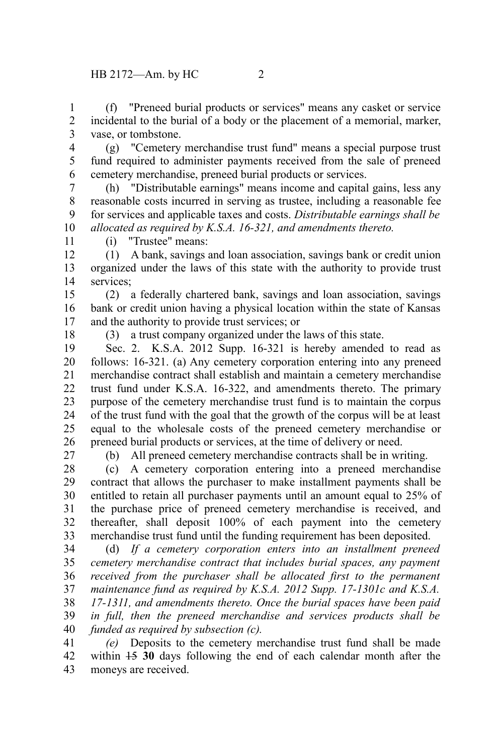(f) "Preneed burial products or services" means any casket or service incidental to the burial of a body or the placement of a memorial, marker, vase, or tombstone.

(g) "Cemetery merchandise trust fund" means a special purpose trust fund required to administer payments received from the sale of preneed cemetery merchandise, preneed burial products or services.

(h) "Distributable earnings" means income and capital gains, less any reasonable costs incurred in serving as trustee, including a reasonable fee for services and applicable taxes and costs. *Distributable earnings shall be allocated as required by K.S.A. 16-321, and amendments thereto.*

(i) "Trustee" means:

(1) A bank, savings and loan association, savings bank or credit union organized under the laws of this state with the authority to provide trust services;

(2) a federally chartered bank, savings and loan association, savings bank or credit union having a physical location within the state of Kansas and the authority to provide trust services; or

(3) a trust company organized under the laws of this state.

Sec. 2. K.S.A. 2012 Supp. 16-321 is hereby amended to read as follows: 16-321. (a) Any cemetery corporation entering into any preneed merchandise contract shall establish and maintain a cemetery merchandise trust fund under K.S.A. 16-322, and amendments thereto. The primary purpose of the cemetery merchandise trust fund is to maintain the corpus of the trust fund with the goal that the growth of the corpus will be at least equal to the wholesale costs of the preneed cemetery merchandise or preneed burial products or services, at the time of delivery or need.

(b) All preneed cemetery merchandise contracts shall be in writing.

(c) A cemetery corporation entering into a preneed merchandise contract that allows the purchaser to make installment payments shall be entitled to retain all purchaser payments until an amount equal to 25% of the purchase price of preneed cemetery merchandise is received, and thereafter, shall deposit 100% of each payment into the cemetery merchandise trust fund until the funding requirement has been deposited.

(d) *If a cemetery corporation enters into an installment preneed cemetery merchandise contract that includes burial spaces, any payment received from the purchaser shall be allocated first to the permanent maintenance fund as required by K.S.A. 2012 Supp. 17-1301c and K.S.A. 17-1311, and amendments thereto. Once the burial spaces have been paid in full, then the preneed merchandise and services products shall be funded as required by subsection (c).*

*(e)* Deposits to the cemetery merchandise trust fund shall be made within ~~15~~ **30** days following the end of each calendar month after the moneys are received.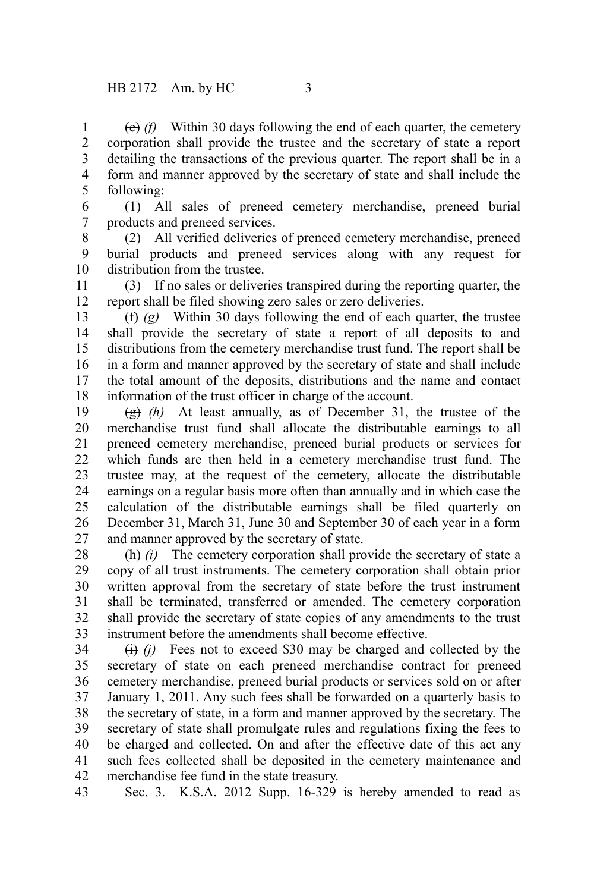~~(e)~~ *(f)* Within 30 days following the end of each quarter, the cemetery corporation shall provide the trustee and the secretary of state a report detailing the transactions of the previous quarter. The report shall be in a form and manner approved by the secretary of state and shall include the following:

(1) All sales of preneed cemetery merchandise, preneed burial products and preneed services.

(2) All verified deliveries of preneed cemetery merchandise, preneed burial products and preneed services along with any request for distribution from the trustee.

(3) If no sales or deliveries transpired during the reporting quarter, the report shall be filed showing zero sales or zero deliveries.

~~(f)~~ *(g)* Within 30 days following the end of each quarter, the trustee shall provide the secretary of state a report of all deposits to and distributions from the cemetery merchandise trust fund. The report shall be in a form and manner approved by the secretary of state and shall include the total amount of the deposits, distributions and the name and contact information of the trust officer in charge of the account.

~~(g)~~ *(h)* At least annually, as of December 31, the trustee of the merchandise trust fund shall allocate the distributable earnings to all preneed cemetery merchandise, preneed burial products or services for which funds are then held in a cemetery merchandise trust fund. The trustee may, at the request of the cemetery, allocate the distributable earnings on a regular basis more often than annually and in which case the calculation of the distributable earnings shall be filed quarterly on December 31, March 31, June 30 and September 30 of each year in a form and manner approved by the secretary of state.

~~(h)~~ *(i)* The cemetery corporation shall provide the secretary of state a copy of all trust instruments. The cemetery corporation shall obtain prior written approval from the secretary of state before the trust instrument shall be terminated, transferred or amended. The cemetery corporation shall provide the secretary of state copies of any amendments to the trust instrument before the amendments shall become effective.

~~(i)~~ *(j)* Fees not to exceed $30 may be charged and collected by the secretary of state on each preneed merchandise contract for preneed cemetery merchandise, preneed burial products or services sold on or after January 1, 2011. Any such fees shall be forwarded on a quarterly basis to the secretary of state, in a form and manner approved by the secretary. The secretary of state shall promulgate rules and regulations fixing the fees to be charged and collected. On and after the effective date of this act any such fees collected shall be deposited in the cemetery maintenance and merchandise fee fund in the state treasury.

Sec. 3. K.S.A. 2012 Supp. 16-329 is hereby amended to read as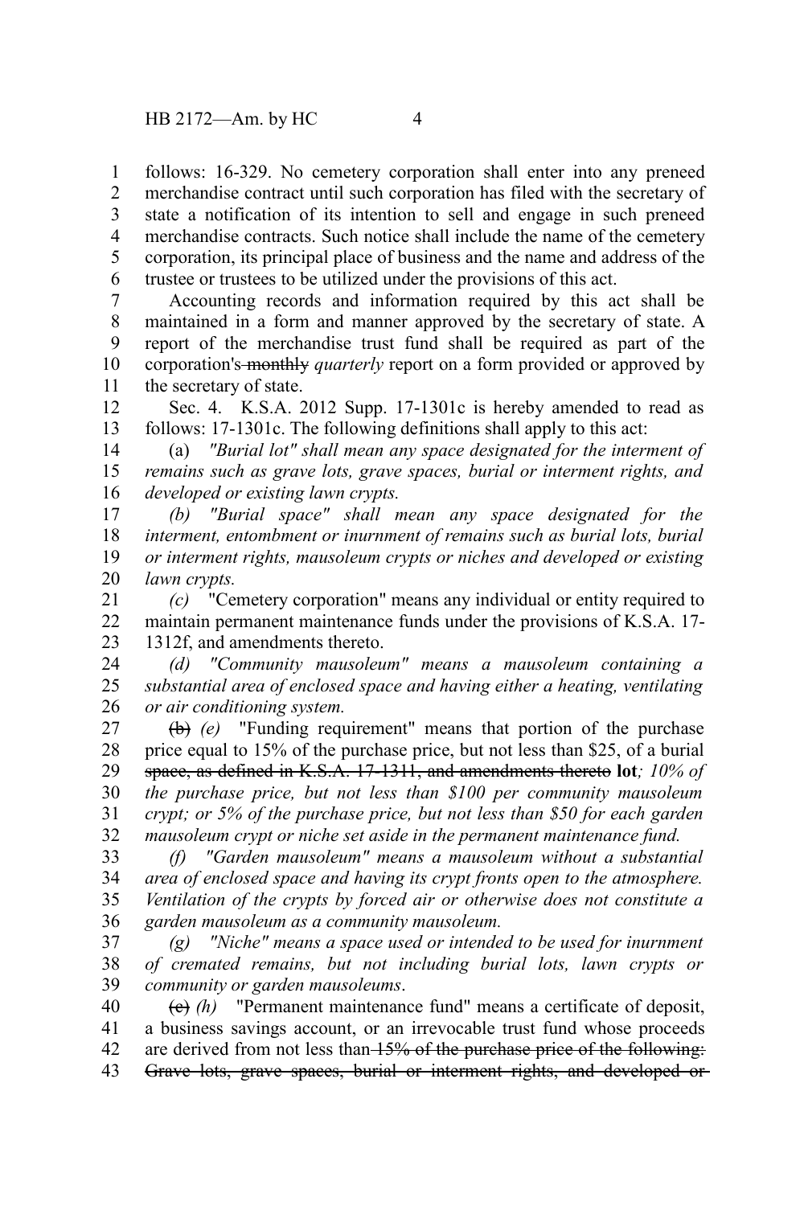follows: 16-329. No cemetery corporation shall enter into any preneed merchandise contract until such corporation has filed with the secretary of state a notification of its intention to sell and engage in such preneed merchandise contracts. Such notice shall include the name of the cemetery corporation, its principal place of business and the name and address of the trustee or trustees to be utilized under the provisions of this act.

Accounting records and information required by this act shall be maintained in a form and manner approved by the secretary of state. A report of the merchandise trust fund shall be required as part of the corporation's ~~monthly~~ *quarterly* report on a form provided or approved by the secretary of state.

Sec. 4. K.S.A. 2012 Supp. 17-1301c is hereby amended to read as follows: 17-1301c. The following definitions shall apply to this act:

(a) *"Burial lot" shall mean any space designated for the interment of remains such as grave lots, grave spaces, burial or interment rights, and developed or existing lawn crypts.*

*(b) "Burial space" shall mean any space designated for the interment, entombment or inurnment of remains such as burial lots, burial or interment rights, mausoleum crypts or niches and developed or existing lawn crypts.*

*(c)* "Cemetery corporation" means any individual or entity required to maintain permanent maintenance funds under the provisions of K.S.A. 17-1312f, and amendments thereto.

*(d) "Community mausoleum" means a mausoleum containing a substantial area of enclosed space and having either a heating, ventilating or air conditioning system.*

~~(b)~~ *(e)* "Funding requirement" means that portion of the purchase price equal to 15% of the purchase price, but not less than $25, of a burial ~~space, as defined in K.S.A. 17-1311, and amendments thereto~~ **lot***; 10% of the purchase price, but not less than $100 per community mausoleum crypt; or 5% of the purchase price, but not less than $50 for each garden mausoleum crypt or niche set aside in the permanent maintenance fund.*

*(f) "Garden mausoleum" means a mausoleum without a substantial area of enclosed space and having its crypt fronts open to the atmosphere. Ventilation of the crypts by forced air or otherwise does not constitute a garden mausoleum as a community mausoleum.*

*(g) "Niche" means a space used or intended to be used for inurnment of cremated remains, but not including burial lots, lawn crypts or community or garden mausoleums*.

~~(c)~~ *(h)* "Permanent maintenance fund" means a certificate of deposit, a business savings account, or an irrevocable trust fund whose proceeds are derived from not less than ~~15% of the purchase price of the following: Grave lots, grave spaces, burial or interment rights, and developed or~~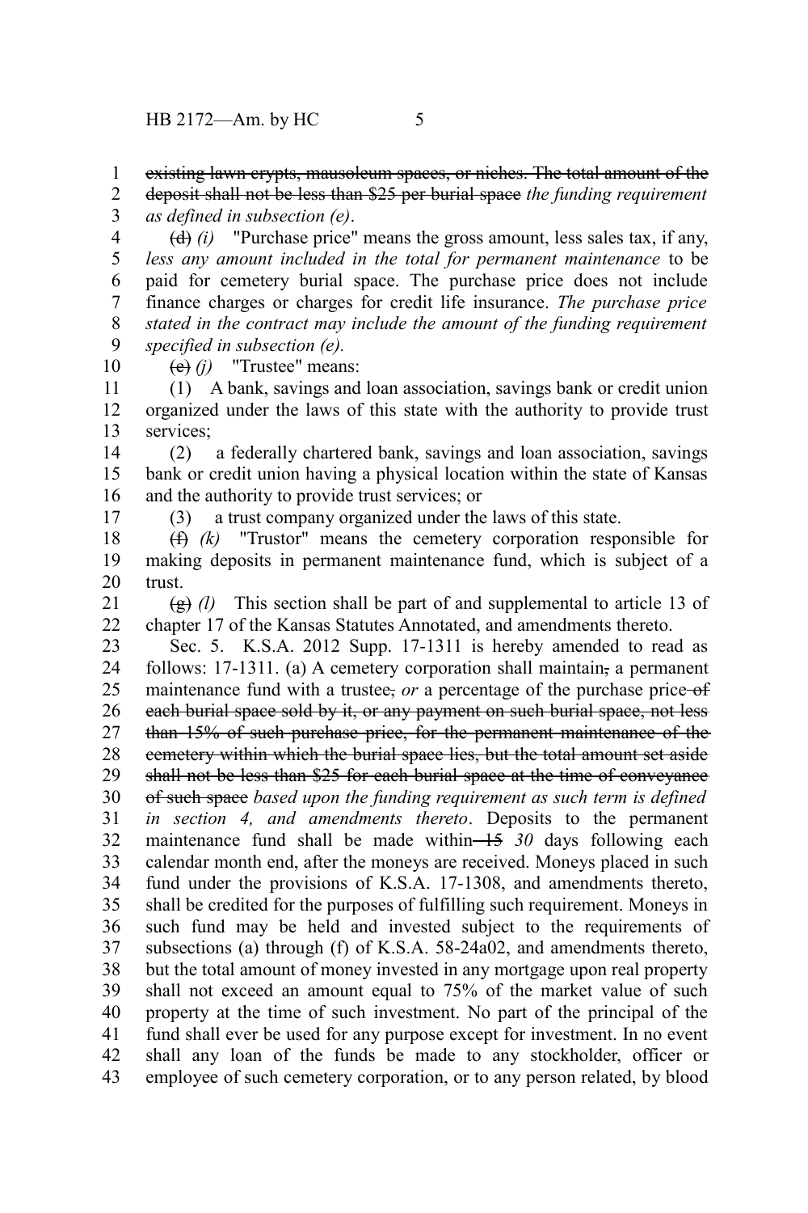~~existing lawn crypts, mausoleum spaces, or niches. The total amount of the deposit shall not be less than $25 per burial space~~ *the funding requirement as defined in subsection (e)*.

~~(d)~~ *(i)* "Purchase price" means the gross amount, less sales tax, if any, *less any amount included in the total for permanent maintenance* to be paid for cemetery burial space. The purchase price does not include finance charges or charges for credit life insurance. *The purchase price stated in the contract may include the amount of the funding requirement specified in subsection (e).*

~~(e)~~ *(j)* "Trustee" means:

(1) A bank, savings and loan association, savings bank or credit union organized under the laws of this state with the authority to provide trust services;

(2) a federally chartered bank, savings and loan association, savings bank or credit union having a physical location within the state of Kansas and the authority to provide trust services; or

(3) a trust company organized under the laws of this state.

~~(f)~~ *(k)* "Trustor" means the cemetery corporation responsible for making deposits in permanent maintenance fund, which is subject of a trust.

~~(g)~~ *(l)* This section shall be part of and supplemental to article 13 of chapter 17 of the Kansas Statutes Annotated, and amendments thereto.

Sec. 5. K.S.A. 2012 Supp. 17-1311 is hereby amended to read as follows: 17-1311. (a) A cemetery corporation shall maintain~~,~~ a permanent maintenance fund with a trustee~~,~~ *or* a percentage of the purchase price ~~of each burial space sold by it, or any payment on such burial space, not less than 15% of such purchase price, for the permanent maintenance of the cemetery within which the burial space lies, but the total amount set aside shall not be less than $25 for each burial space at the time of conveyance of such space~~ *based upon the funding requirement as such term is defined in section 4, and amendments thereto*. Deposits to the permanent maintenance fund shall be made within ~~15~~ *30* days following each calendar month end, after the moneys are received. Moneys placed in such fund under the provisions of K.S.A. 17-1308, and amendments thereto, shall be credited for the purposes of fulfilling such requirement. Moneys in such fund may be held and invested subject to the requirements of subsections (a) through (f) of K.S.A. 58-24a02, and amendments thereto, but the total amount of money invested in any mortgage upon real property shall not exceed an amount equal to 75% of the market value of such property at the time of such investment. No part of the principal of the fund shall ever be used for any purpose except for investment. In no event shall any loan of the funds be made to any stockholder, officer or employee of such cemetery corporation, or to any person related, by blood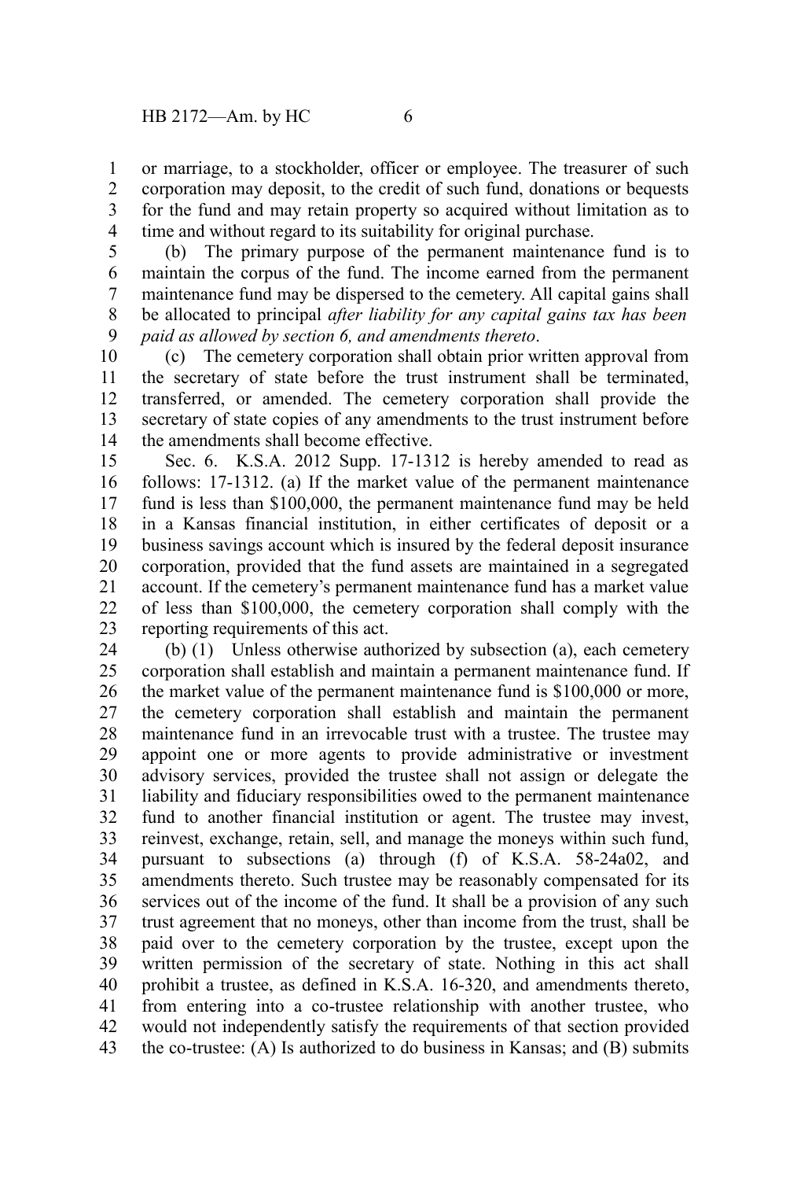or marriage, to a stockholder, officer or employee. The treasurer of such corporation may deposit, to the credit of such fund, donations or bequests for the fund and may retain property so acquired without limitation as to time and without regard to its suitability for original purchase.

(b) The primary purpose of the permanent maintenance fund is to maintain the corpus of the fund. The income earned from the permanent maintenance fund may be dispersed to the cemetery. All capital gains shall be allocated to principal *after liability for any capital gains tax has been paid as allowed by section 6, and amendments thereto*.

(c) The cemetery corporation shall obtain prior written approval from the secretary of state before the trust instrument shall be terminated, transferred, or amended. The cemetery corporation shall provide the secretary of state copies of any amendments to the trust instrument before the amendments shall become effective.

Sec. 6. K.S.A. 2012 Supp. 17-1312 is hereby amended to read as follows: 17-1312. (a) If the market value of the permanent maintenance fund is less than $100,000, the permanent maintenance fund may be held in a Kansas financial institution, in either certificates of deposit or a business savings account which is insured by the federal deposit insurance corporation, provided that the fund assets are maintained in a segregated account. If the cemetery's permanent maintenance fund has a market value of less than $100,000, the cemetery corporation shall comply with the reporting requirements of this act.

(b) (1) Unless otherwise authorized by subsection (a), each cemetery corporation shall establish and maintain a permanent maintenance fund. If the market value of the permanent maintenance fund is $100,000 or more, the cemetery corporation shall establish and maintain the permanent maintenance fund in an irrevocable trust with a trustee. The trustee may appoint one or more agents to provide administrative or investment advisory services, provided the trustee shall not assign or delegate the liability and fiduciary responsibilities owed to the permanent maintenance fund to another financial institution or agent. The trustee may invest, reinvest, exchange, retain, sell, and manage the moneys within such fund, pursuant to subsections (a) through (f) of K.S.A. 58-24a02, and amendments thereto. Such trustee may be reasonably compensated for its services out of the income of the fund. It shall be a provision of any such trust agreement that no moneys, other than income from the trust, shall be paid over to the cemetery corporation by the trustee, except upon the written permission of the secretary of state. Nothing in this act shall prohibit a trustee, as defined in K.S.A. 16-320, and amendments thereto, from entering into a co-trustee relationship with another trustee, who would not independently satisfy the requirements of that section provided the co-trustee: (A) Is authorized to do business in Kansas; and (B) submits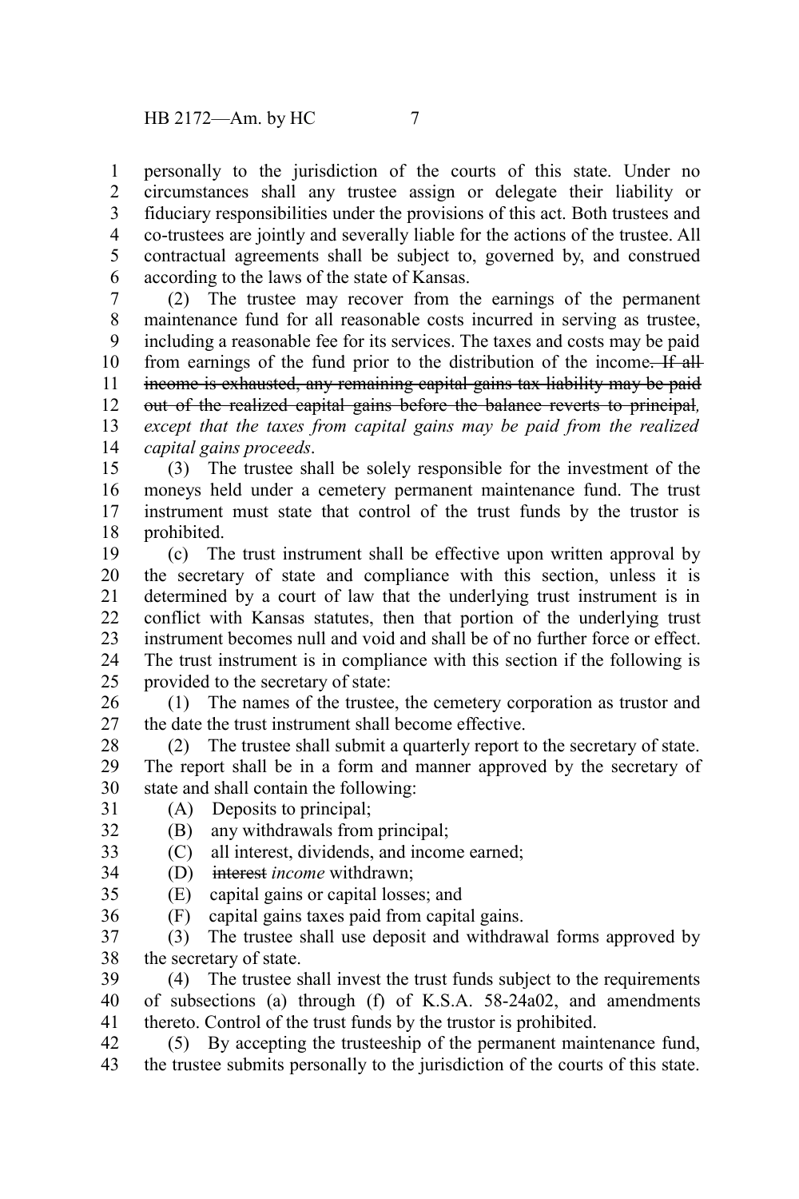personally to the jurisdiction of the courts of this state. Under no circumstances shall any trustee assign or delegate their liability or fiduciary responsibilities under the provisions of this act. Both trustees and co-trustees are jointly and severally liable for the actions of the trustee. All contractual agreements shall be subject to, governed by, and construed according to the laws of the state of Kansas.

(2) The trustee may recover from the earnings of the permanent maintenance fund for all reasonable costs incurred in serving as trustee, including a reasonable fee for its services. The taxes and costs may be paid from earnings of the fund prior to the distribution of the income~~. If all income is exhausted, any remaining capital gains tax liability may be paid out of the realized capital gains before the balance reverts to principal~~*, except that the taxes from capital gains may be paid from the realized capital gains proceeds*.

(3) The trustee shall be solely responsible for the investment of the moneys held under a cemetery permanent maintenance fund. The trust instrument must state that control of the trust funds by the trustor is prohibited.

(c) The trust instrument shall be effective upon written approval by the secretary of state and compliance with this section, unless it is determined by a court of law that the underlying trust instrument is in conflict with Kansas statutes, then that portion of the underlying trust instrument becomes null and void and shall be of no further force or effect. The trust instrument is in compliance with this section if the following is provided to the secretary of state:

(1) The names of the trustee, the cemetery corporation as trustor and the date the trust instrument shall become effective.

(2) The trustee shall submit a quarterly report to the secretary of state. The report shall be in a form and manner approved by the secretary of state and shall contain the following:

(A) Deposits to principal;

(B) any withdrawals from principal;

(C) all interest, dividends, and income earned;

(D) ~~interest~~ *income* withdrawn;

(E) capital gains or capital losses; and

(F) capital gains taxes paid from capital gains.

(3) The trustee shall use deposit and withdrawal forms approved by the secretary of state.

(4) The trustee shall invest the trust funds subject to the requirements of subsections (a) through (f) of K.S.A. 58-24a02, and amendments thereto. Control of the trust funds by the trustor is prohibited.

(5) By accepting the trusteeship of the permanent maintenance fund, the trustee submits personally to the jurisdiction of the courts of this state.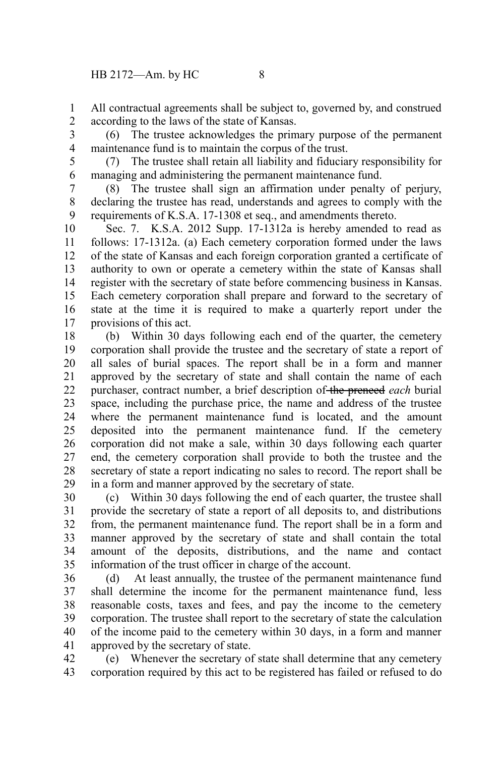All contractual agreements shall be subject to, governed by, and construed according to the laws of the state of Kansas.

(6) The trustee acknowledges the primary purpose of the permanent maintenance fund is to maintain the corpus of the trust.

(7) The trustee shall retain all liability and fiduciary responsibility for managing and administering the permanent maintenance fund.

(8) The trustee shall sign an affirmation under penalty of perjury, declaring the trustee has read, understands and agrees to comply with the requirements of K.S.A. 17-1308 et seq., and amendments thereto.

Sec. 7. K.S.A. 2012 Supp. 17-1312a is hereby amended to read as follows: 17-1312a. (a) Each cemetery corporation formed under the laws of the state of Kansas and each foreign corporation granted a certificate of authority to own or operate a cemetery within the state of Kansas shall register with the secretary of state before commencing business in Kansas. Each cemetery corporation shall prepare and forward to the secretary of state at the time it is required to make a quarterly report under the provisions of this act.

(b) Within 30 days following each end of the quarter, the cemetery corporation shall provide the trustee and the secretary of state a report of all sales of burial spaces. The report shall be in a form and manner approved by the secretary of state and shall contain the name of each purchaser, contract number, a brief description of ~~the preneed~~ *each* burial space, including the purchase price, the name and address of the trustee where the permanent maintenance fund is located, and the amount deposited into the permanent maintenance fund. If the cemetery corporation did not make a sale, within 30 days following each quarter end, the cemetery corporation shall provide to both the trustee and the secretary of state a report indicating no sales to record. The report shall be in a form and manner approved by the secretary of state.

(c) Within 30 days following the end of each quarter, the trustee shall provide the secretary of state a report of all deposits to, and distributions from, the permanent maintenance fund. The report shall be in a form and manner approved by the secretary of state and shall contain the total amount of the deposits, distributions, and the name and contact information of the trust officer in charge of the account.

(d) At least annually, the trustee of the permanent maintenance fund shall determine the income for the permanent maintenance fund, less reasonable costs, taxes and fees, and pay the income to the cemetery corporation. The trustee shall report to the secretary of state the calculation of the income paid to the cemetery within 30 days, in a form and manner approved by the secretary of state.

(e) Whenever the secretary of state shall determine that any cemetery corporation required by this act to be registered has failed or refused to do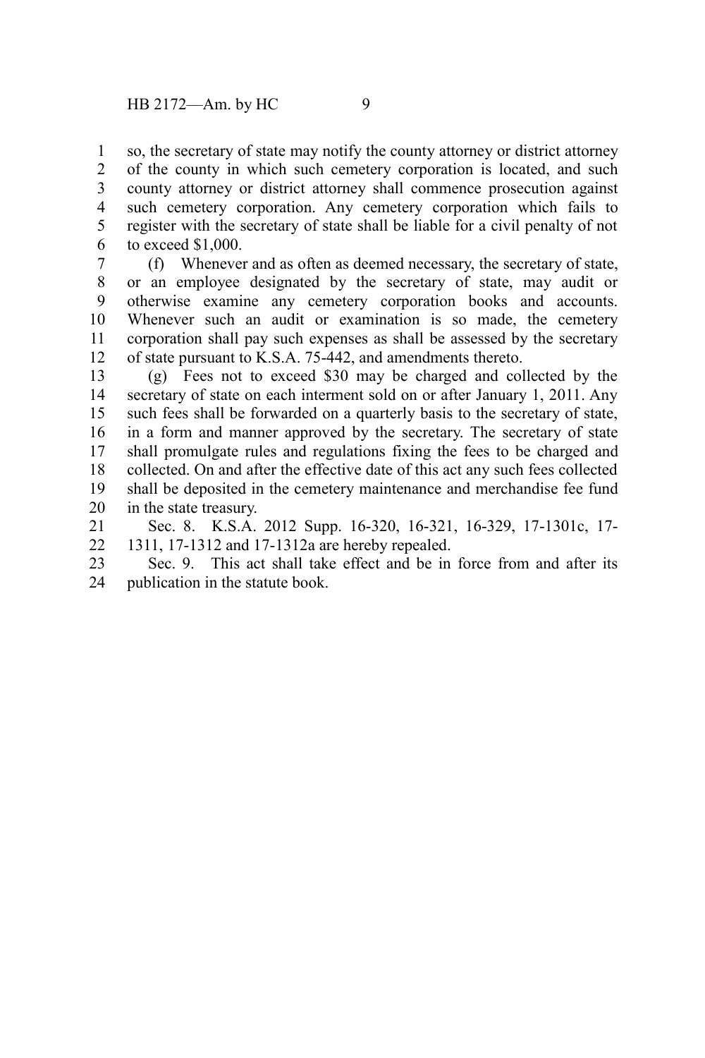so, the secretary of state may notify the county attorney or district attorney of the county in which such cemetery corporation is located, and such county attorney or district attorney shall commence prosecution against such cemetery corporation. Any cemetery corporation which fails to register with the secretary of state shall be liable for a civil penalty of not to exceed $1,000.

(f) Whenever and as often as deemed necessary, the secretary of state, or an employee designated by the secretary of state, may audit or otherwise examine any cemetery corporation books and accounts. Whenever such an audit or examination is so made, the cemetery corporation shall pay such expenses as shall be assessed by the secretary of state pursuant to K.S.A. 75-442, and amendments thereto.

(g) Fees not to exceed $30 may be charged and collected by the secretary of state on each interment sold on or after January 1, 2011. Any such fees shall be forwarded on a quarterly basis to the secretary of state, in a form and manner approved by the secretary. The secretary of state shall promulgate rules and regulations fixing the fees to be charged and collected. On and after the effective date of this act any such fees collected shall be deposited in the cemetery maintenance and merchandise fee fund in the state treasury.

Sec. 8. K.S.A. 2012 Supp. 16-320, 16-321, 16-329, 17-1301c, 17-1311, 17-1312 and 17-1312a are hereby repealed.

Sec. 9. This act shall take effect and be in force from and after its publication in the statute book.